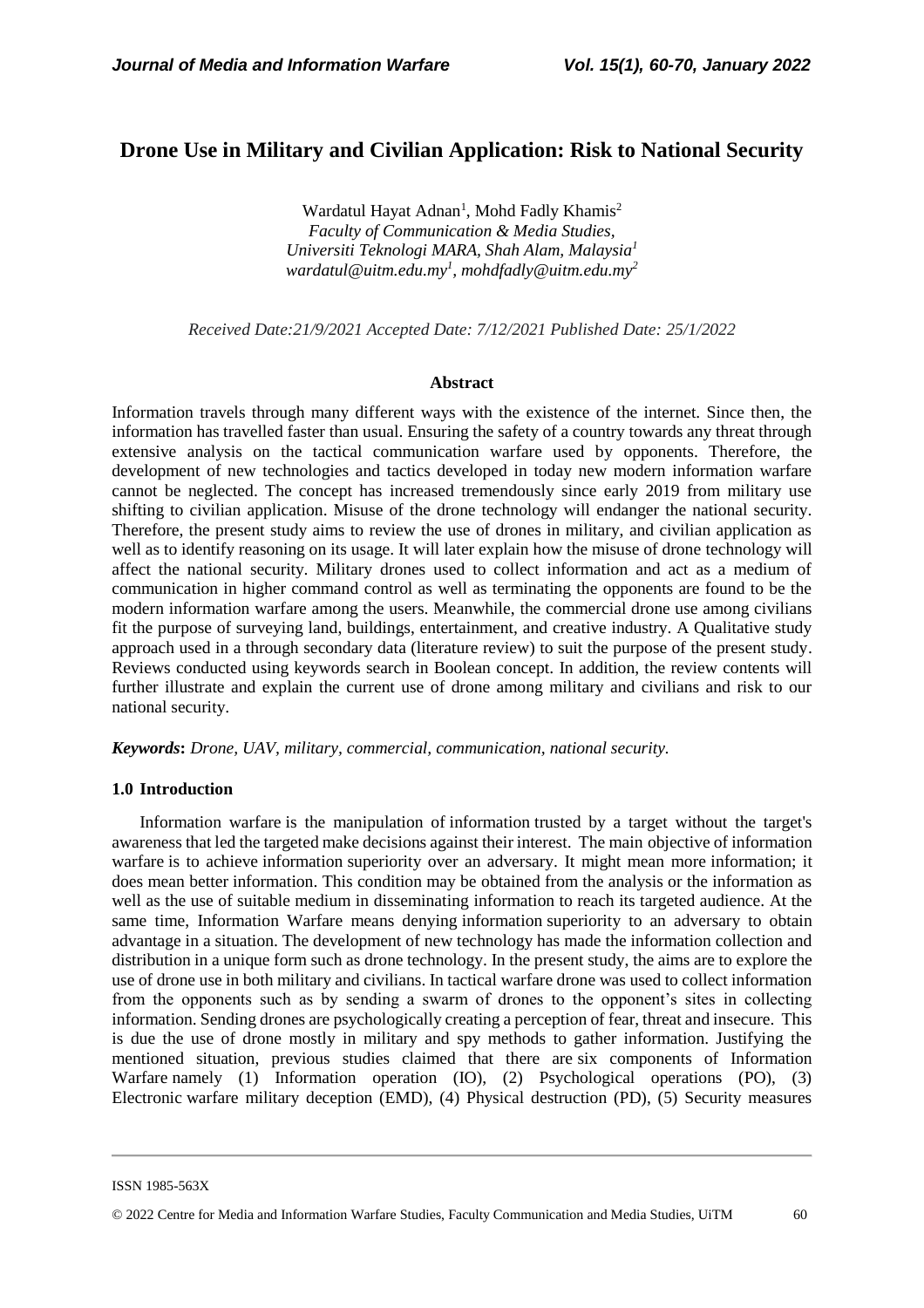# Drone Use in Military and Civilian Application: Risk to National Security

Wardatul Hayat Adnan[1], Mohd Fadly Khamis[2]
*Faculty of Communication & Media Studies,*
*Universiti Teknologi MARA, Shah Alam, Malaysia[1]*
*wardatul@uitm.edu.my[1], mohdfadly@uitm.edu.my[2]*

*Received Date:21/9/2021 Accepted Date: 7/12/2021 Published Date: 25/1/2022*

### Abstract

Information travels through many different ways with the existence of the internet. Since then, the information has travelled faster than usual. Ensuring the safety of a country towards any threat through extensive analysis on the tactical communication warfare used by opponents. Therefore, the development of new technologies and tactics developed in today new modern information warfare cannot be neglected. The concept has increased tremendously since early 2019 from military use shifting to civilian application. Misuse of the drone technology will endanger the national security. Therefore, the present study aims to review the use of drones in military, and civilian application as well as to identify reasoning on its usage. It will later explain how the misuse of drone technology will affect the national security. Military drones used to collect information and act as a medium of communication in higher command control as well as terminating the opponents are found to be the modern information warfare among the users. Meanwhile, the commercial drone use among civilians fit the purpose of surveying land, buildings, entertainment, and creative industry. A Qualitative study approach used in a through secondary data (literature review) to suit the purpose of the present study. Reviews conducted using keywords search in Boolean concept. In addition, the review contents will further illustrate and explain the current use of drone among military and civilians and risk to our national security.

***Keywords*****:** *Drone, UAV, military, commercial, communication, national security.*

## 1.0 Introduction

Information warfare is the manipulation of information trusted by a target without the target's awareness that led the targeted make decisions against their interest. The main objective of information warfare is to achieve information superiority over an adversary. It might mean more information; it does mean better information. This condition may be obtained from the analysis or the information as well as the use of suitable medium in disseminating information to reach its targeted audience. At the same time, Information Warfare means denying information superiority to an adversary to obtain advantage in a situation. The development of new technology has made the information collection and distribution in a unique form such as drone technology. In the present study, the aims are to explore the use of drone use in both military and civilians. In tactical warfare drone was used to collect information from the opponents such as by sending a swarm of drones to the opponent's sites in collecting information. Sending drones are psychologically creating a perception of fear, threat and insecure. This is due the use of drone mostly in military and spy methods to gather information. Justifying the mentioned situation, previous studies claimed that there are six components of Information Warfare namely (1) Information operation (IO), (2) Psychological operations (PO), (3) Electronic warfare military deception (EMD), (4) Physical destruction (PD), (5) Security measures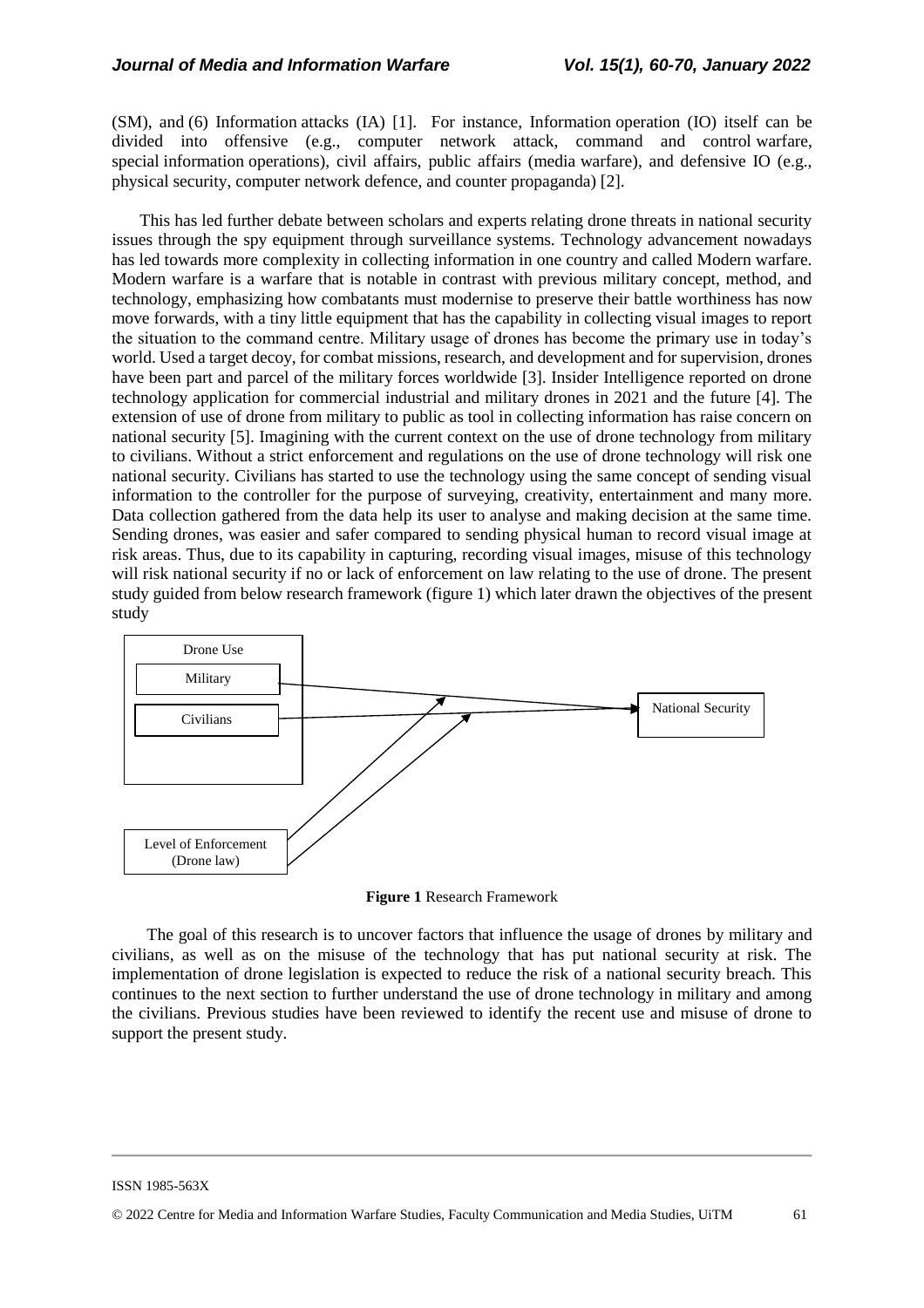(SM), and (6) Information attacks (IA) [1]. For instance, Information operation (IO) itself can be divided into offensive (e.g., computer network attack, command and control warfare, special information operations), civil affairs, public affairs (media warfare), and defensive IO (e.g., physical security, computer network defence, and counter propaganda) [2].

This has led further debate between scholars and experts relating drone threats in national security issues through the spy equipment through surveillance systems. Technology advancement nowadays has led towards more complexity in collecting information in one country and called Modern warfare. Modern warfare is a warfare that is notable in contrast with previous military concept, method, and technology, emphasizing how combatants must modernise to preserve their battle worthiness has now move forwards, with a tiny little equipment that has the capability in collecting visual images to report the situation to the command centre. Military usage of drones has become the primary use in today's world. Used a target decoy, for combat missions, research, and development and for supervision, drones have been part and parcel of the military forces worldwide [3]. Insider Intelligence reported on drone technology application for commercial industrial and military drones in 2021 and the future [4]. The extension of use of drone from military to public as tool in collecting information has raise concern on national security [5]. Imagining with the current context on the use of drone technology from military to civilians. Without a strict enforcement and regulations on the use of drone technology will risk one national security. Civilians has started to use the technology using the same concept of sending visual information to the controller for the purpose of surveying, creativity, entertainment and many more. Data collection gathered from the data help its user to analyse and making decision at the same time. Sending drones, was easier and safer compared to sending physical human to record visual image at risk areas. Thus, due to its capability in capturing, recording visual images, misuse of this technology will risk national security if no or lack of enforcement on law relating to the use of drone. The present study guided from below research framework (figure 1) which later drawn the objectives of the present study

Drone Use

Military

Civilians

National Security

Level of Enforcement (Drone law)

**Figure 1** Research Framework

The goal of this research is to uncover factors that influence the usage of drones by military and civilians, as well as on the misuse of the technology that has put national security at risk. The implementation of drone legislation is expected to reduce the risk of a national security breach. This continues to the next section to further understand the use of drone technology in military and among the civilians. Previous studies have been reviewed to identify the recent use and misuse of drone to support the present study.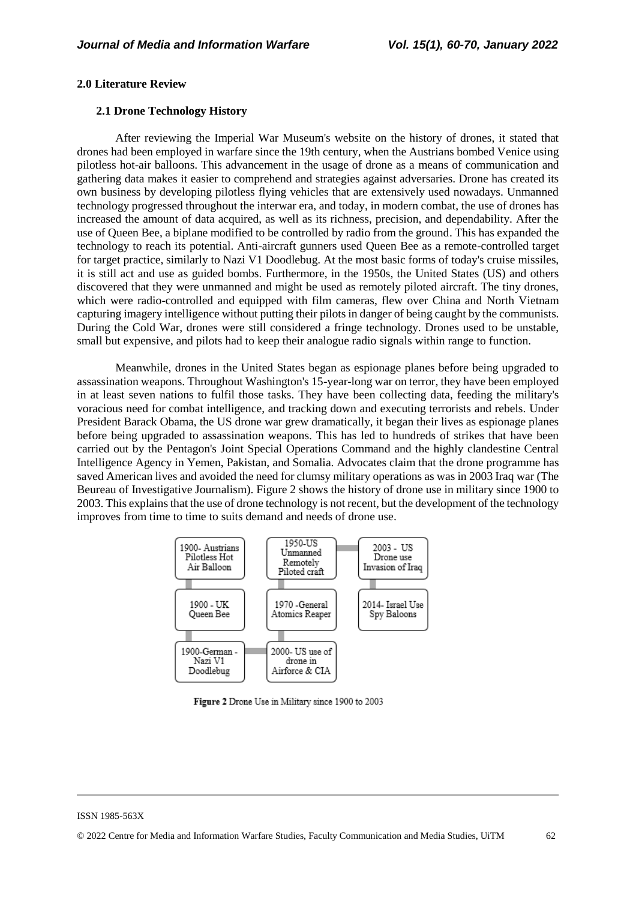## 2.0 Literature Review

### 2.1 Drone Technology History

After reviewing the Imperial War Museum's website on the history of drones, it stated that drones had been employed in warfare since the 19th century, when the Austrians bombed Venice using pilotless hot-air balloons. This advancement in the usage of drone as a means of communication and gathering data makes it easier to comprehend and strategies against adversaries. Drone has created its own business by developing pilotless flying vehicles that are extensively used nowadays. Unmanned technology progressed throughout the interwar era, and today, in modern combat, the use of drones has increased the amount of data acquired, as well as its richness, precision, and dependability. After the use of Queen Bee, a biplane modified to be controlled by radio from the ground. This has expanded the technology to reach its potential. Anti-aircraft gunners used Queen Bee as a remote-controlled target for target practice, similarly to Nazi V1 Doodlebug. At the most basic forms of today's cruise missiles, it is still act and use as guided bombs. Furthermore, in the 1950s, the United States (US) and others discovered that they were unmanned and might be used as remotely piloted aircraft. The tiny drones, which were radio-controlled and equipped with film cameras, flew over China and North Vietnam capturing imagery intelligence without putting their pilots in danger of being caught by the communists. During the Cold War, drones were still considered a fringe technology. Drones used to be unstable, small but expensive, and pilots had to keep their analogue radio signals within range to function.

Meanwhile, drones in the United States began as espionage planes before being upgraded to assassination weapons. Throughout Washington's 15-year-long war on terror, they have been employed in at least seven nations to fulfil those tasks. They have been collecting data, feeding the military's voracious need for combat intelligence, and tracking down and executing terrorists and rebels. Under President Barack Obama, the US drone war grew dramatically, it began their lives as espionage planes before being upgraded to assassination weapons. This has led to hundreds of strikes that have been carried out by the Pentagon's Joint Special Operations Command and the highly clandestine Central Intelligence Agency in Yemen, Pakistan, and Somalia. Advocates claim that the drone programme has saved American lives and avoided the need for clumsy military operations as was in 2003 Iraq war (The Beureau of Investigative Journalism). Figure 2 shows the history of drone use in military since 1900 to 2003. This explains that the use of drone technology is not recent, but the development of the technology improves from time to time to suits demand and needs of drone use.

1900- Austrians Pilotless Hot Air Balloon → 1900 - UK Queen Bee → 1900-German - Nazi V1 Doodlebug → 2000- US use of drone in Airforce & CIA → 1970 -General Atomics Reaper → 1950-US Unmanned Remotely Piloted craft → 2003 - US Drone use Invasion of Iraq → 2014- Israel Use Spy Baloons

**Figure 2** Drone Use in Military since 1900 to 2003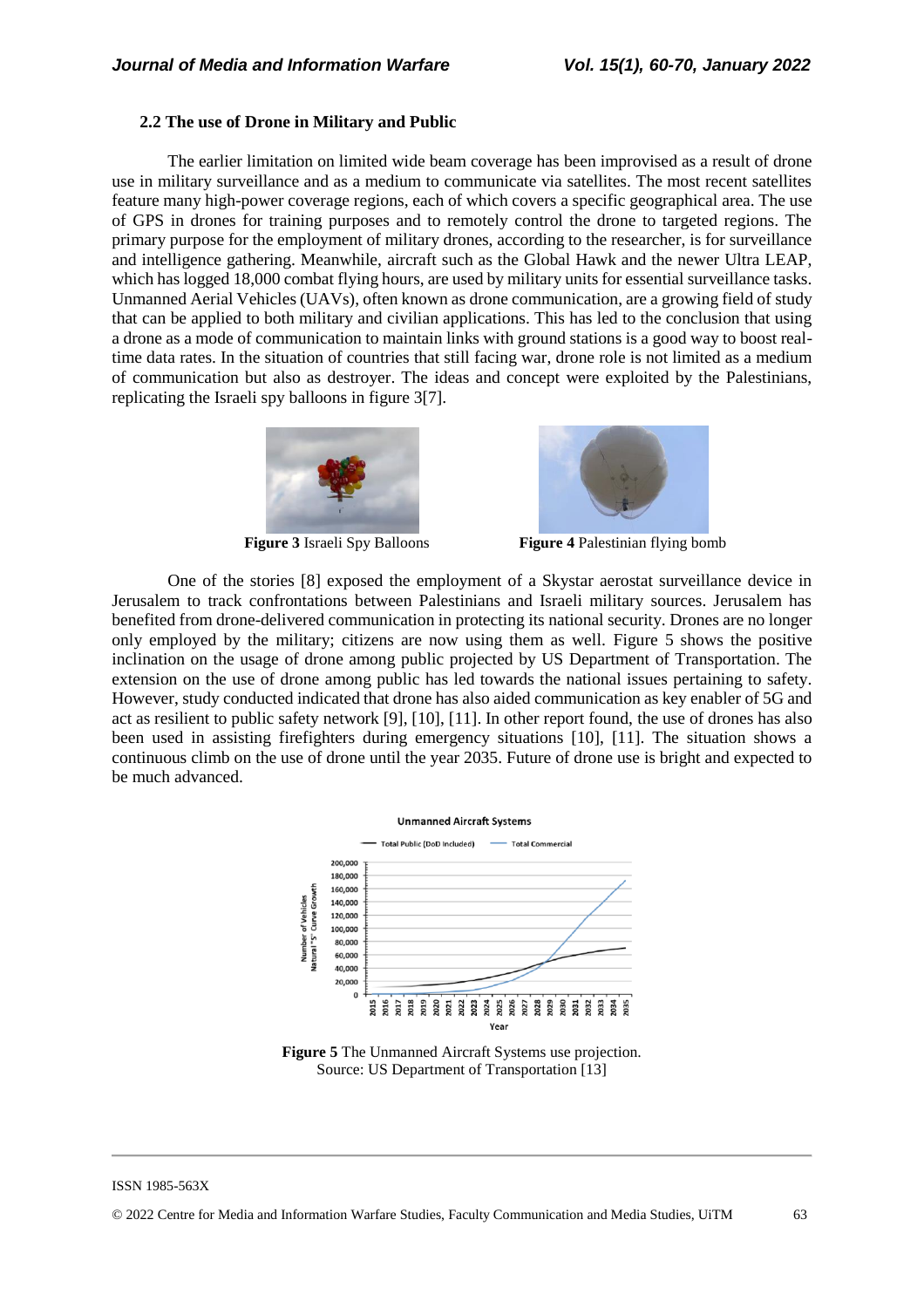### 2.2 The use of Drone in Military and Public

The earlier limitation on limited wide beam coverage has been improvised as a result of drone use in military surveillance and as a medium to communicate via satellites. The most recent satellites feature many high-power coverage regions, each of which covers a specific geographical area. The use of GPS in drones for training purposes and to remotely control the drone to targeted regions. The primary purpose for the employment of military drones, according to the researcher, is for surveillance and intelligence gathering. Meanwhile, aircraft such as the Global Hawk and the newer Ultra LEAP, which has logged 18,000 combat flying hours, are used by military units for essential surveillance tasks. Unmanned Aerial Vehicles (UAVs), often known as drone communication, are a growing field of study that can be applied to both military and civilian applications. This has led to the conclusion that using a drone as a mode of communication to maintain links with ground stations is a good way to boost real-time data rates. In the situation of countries that still facing war, drone role is not limited as a medium of communication but also as destroyer. The ideas and concept were exploited by the Palestinians, replicating the Israeli spy balloons in figure 3[7].

**Figure 3** Israeli Spy Balloons

**Figure 4** Palestinian flying bomb

One of the stories [8] exposed the employment of a Skystar aerostat surveillance device in Jerusalem to track confrontations between Palestinians and Israeli military sources. Jerusalem has benefited from drone-delivered communication in protecting its national security. Drones are no longer only employed by the military; citizens are now using them as well. Figure 5 shows the positive inclination on the usage of drone among public projected by US Department of Transportation. The extension on the use of drone among public has led towards the national issues pertaining to safety. However, study conducted indicated that drone has also aided communication as key enabler of 5G and act as resilient to public safety network [9], [10], [11]. In other report found, the use of drones has also been used in assisting firefighters during emergency situations [10], [11]. The situation shows a continuous climb on the use of drone until the year 2035. Future of drone use is bright and expected to be much advanced.

**Figure 5** The Unmanned Aircraft Systems use projection.
Source: US Department of Transportation [13]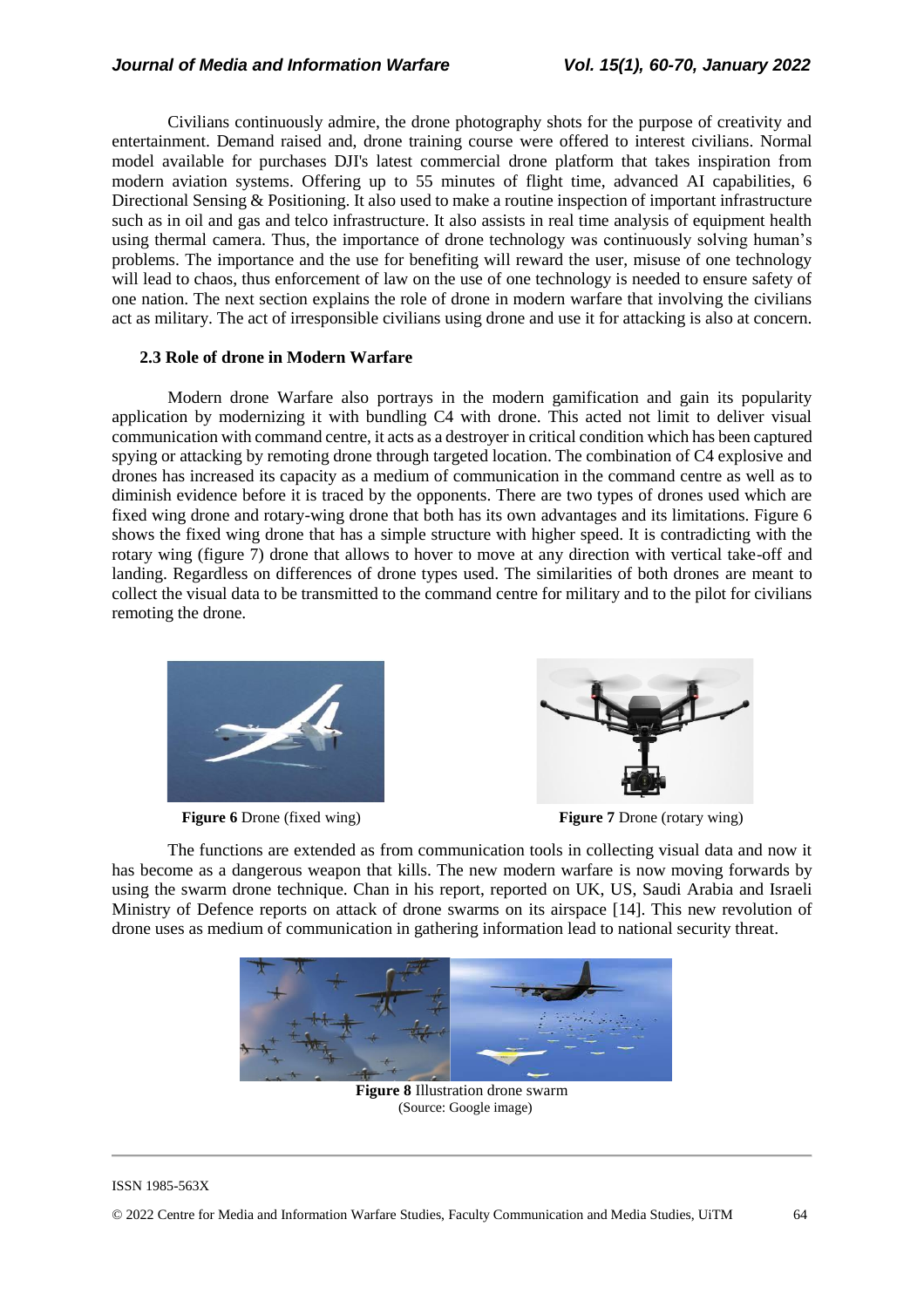Civilians continuously admire, the drone photography shots for the purpose of creativity and entertainment. Demand raised and, drone training course were offered to interest civilians. Normal model available for purchases DJI's latest commercial drone platform that takes inspiration from modern aviation systems. Offering up to 55 minutes of flight time, advanced AI capabilities, 6 Directional Sensing & Positioning. It also used to make a routine inspection of important infrastructure such as in oil and gas and telco infrastructure. It also assists in real time analysis of equipment health using thermal camera. Thus, the importance of drone technology was continuously solving human's problems. The importance and the use for benefiting will reward the user, misuse of one technology will lead to chaos, thus enforcement of law on the use of one technology is needed to ensure safety of one nation. The next section explains the role of drone in modern warfare that involving the civilians act as military. The act of irresponsible civilians using drone and use it for attacking is also at concern.

### 2.3 Role of drone in Modern Warfare

Modern drone Warfare also portrays in the modern gamification and gain its popularity application by modernizing it with bundling C4 with drone. This acted not limit to deliver visual communication with command centre, it acts as a destroyer in critical condition which has been captured spying or attacking by remoting drone through targeted location. The combination of C4 explosive and drones has increased its capacity as a medium of communication in the command centre as well as to diminish evidence before it is traced by the opponents. There are two types of drones used which are fixed wing drone and rotary-wing drone that both has its own advantages and its limitations. Figure 6 shows the fixed wing drone that has a simple structure with higher speed. It is contradicting with the rotary wing (figure 7) drone that allows to hover to move at any direction with vertical take-off and landing. Regardless on differences of drone types used. The similarities of both drones are meant to collect the visual data to be transmitted to the command centre for military and to the pilot for civilians remoting the drone.

**Figure 6** Drone (fixed wing)

**Figure 7** Drone (rotary wing)

The functions are extended as from communication tools in collecting visual data and now it has become as a dangerous weapon that kills. The new modern warfare is now moving forwards by using the swarm drone technique. Chan in his report, reported on UK, US, Saudi Arabia and Israeli Ministry of Defence reports on attack of drone swarms on its airspace [14]. This new revolution of drone uses as medium of communication in gathering information lead to national security threat.

**Figure 8** Illustration drone swarm
(Source: Google image)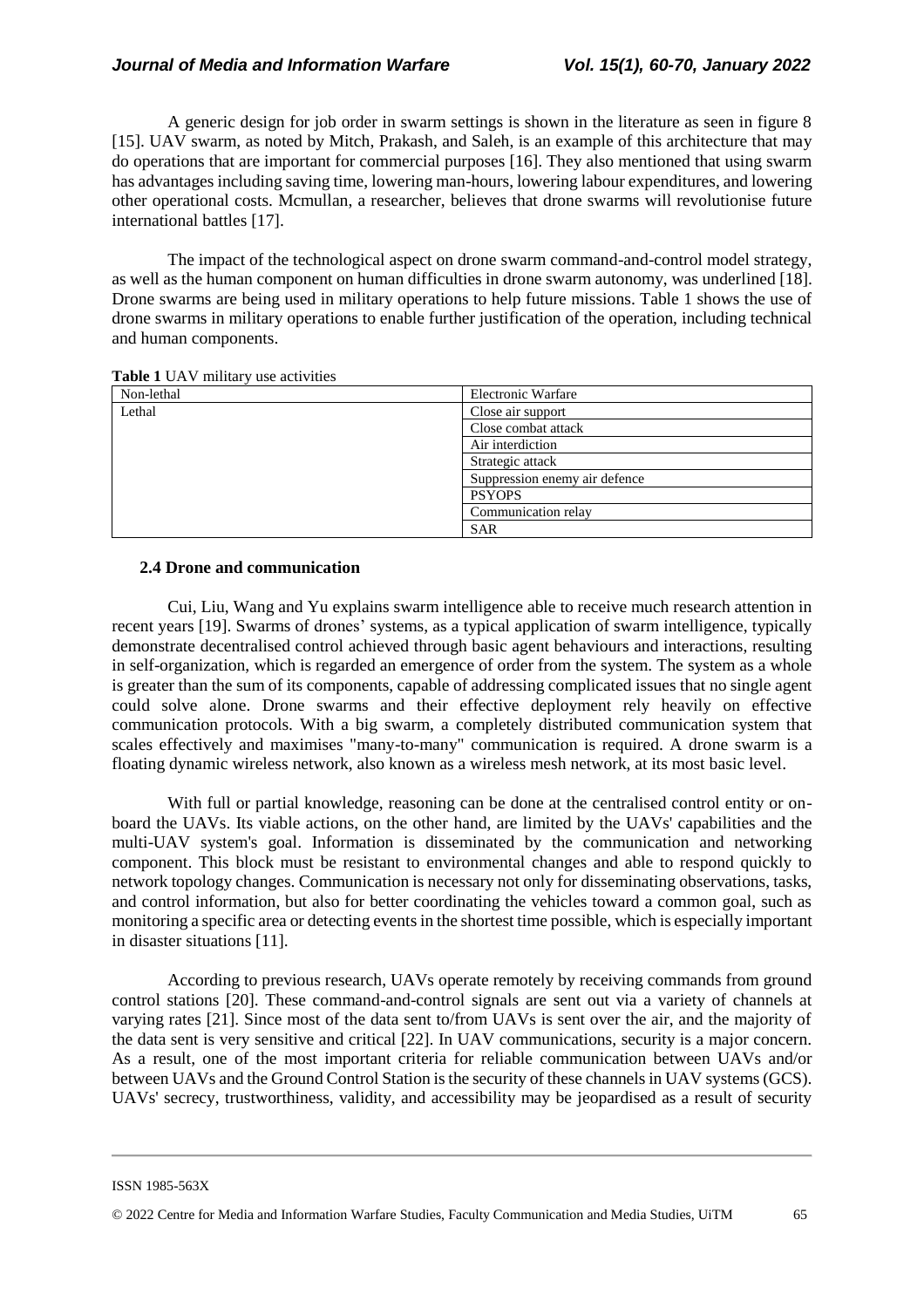A generic design for job order in swarm settings is shown in the literature as seen in figure 8 [15]. UAV swarm, as noted by Mitch, Prakash, and Saleh, is an example of this architecture that may do operations that are important for commercial purposes [16]. They also mentioned that using swarm has advantages including saving time, lowering man-hours, lowering labour expenditures, and lowering other operational costs. Mcmullan, a researcher, believes that drone swarms will revolutionise future international battles [17].

The impact of the technological aspect on drone swarm command-and-control model strategy, as well as the human component on human difficulties in drone swarm autonomy, was underlined [18]. Drone swarms are being used in military operations to help future missions. Table 1 shows the use of drone swarms in military operations to enable further justification of the operation, including technical and human components.

**Table 1** UAV military use activities

| Non-lethal | Electronic Warfare |
|---|---|
| Lethal | Close air support |
| | Close combat attack |
| | Air interdiction |
| | Strategic attack |
| | Suppression enemy air defence |
| | PSYOPS |
| | Communication relay |
| | SAR |

### 2.4 Drone and communication

Cui, Liu, Wang and Yu explains swarm intelligence able to receive much research attention in recent years [19]. Swarms of drones' systems, as a typical application of swarm intelligence, typically demonstrate decentralised control achieved through basic agent behaviours and interactions, resulting in self-organization, which is regarded an emergence of order from the system. The system as a whole is greater than the sum of its components, capable of addressing complicated issues that no single agent could solve alone. Drone swarms and their effective deployment rely heavily on effective communication protocols. With a big swarm, a completely distributed communication system that scales effectively and maximises "many-to-many" communication is required. A drone swarm is a floating dynamic wireless network, also known as a wireless mesh network, at its most basic level.

With full or partial knowledge, reasoning can be done at the centralised control entity or on-board the UAVs. Its viable actions, on the other hand, are limited by the UAVs' capabilities and the multi-UAV system's goal. Information is disseminated by the communication and networking component. This block must be resistant to environmental changes and able to respond quickly to network topology changes. Communication is necessary not only for disseminating observations, tasks, and control information, but also for better coordinating the vehicles toward a common goal, such as monitoring a specific area or detecting events in the shortest time possible, which is especially important in disaster situations [11].

According to previous research, UAVs operate remotely by receiving commands from ground control stations [20]. These command-and-control signals are sent out via a variety of channels at varying rates [21]. Since most of the data sent to/from UAVs is sent over the air, and the majority of the data sent is very sensitive and critical [22]. In UAV communications, security is a major concern. As a result, one of the most important criteria for reliable communication between UAVs and/or between UAVs and the Ground Control Station is the security of these channels in UAV systems (GCS). UAVs' secrecy, trustworthiness, validity, and accessibility may be jeopardised as a result of security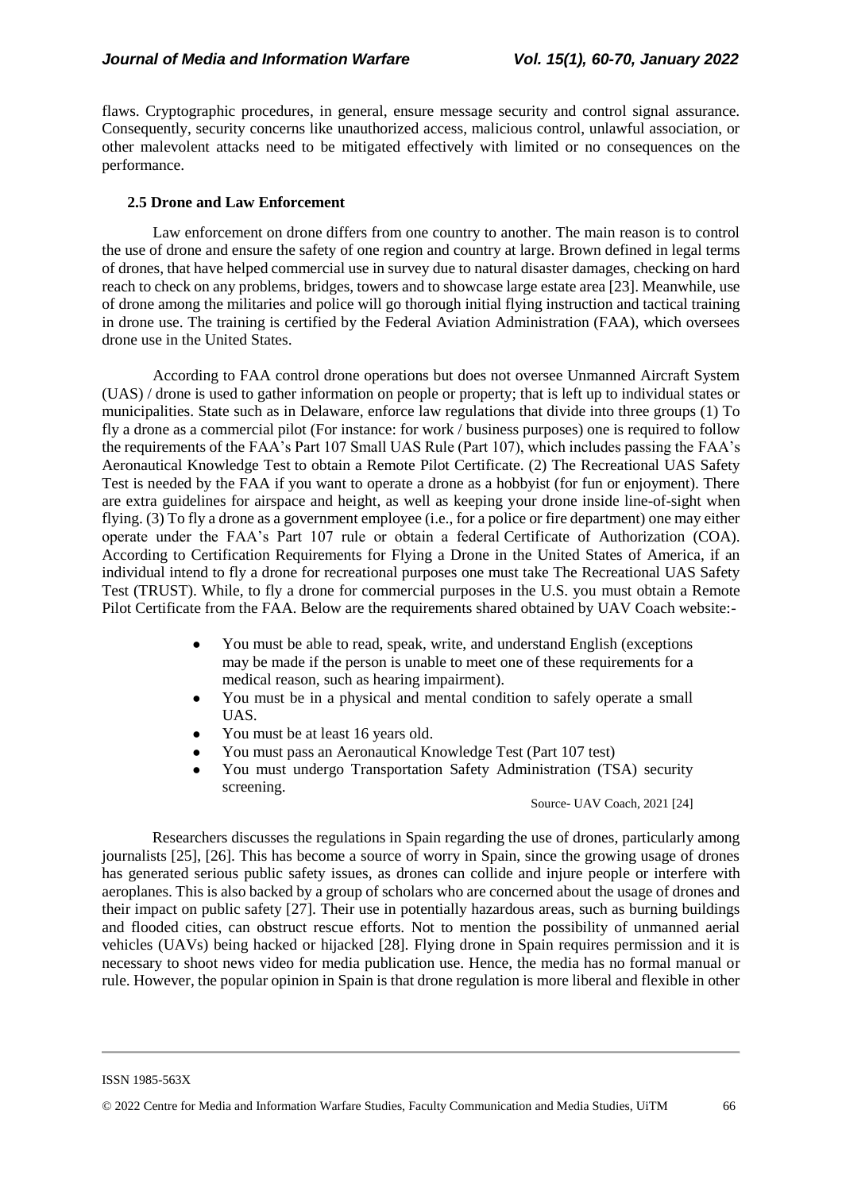flaws. Cryptographic procedures, in general, ensure message security and control signal assurance. Consequently, security concerns like unauthorized access, malicious control, unlawful association, or other malevolent attacks need to be mitigated effectively with limited or no consequences on the performance.

### 2.5 Drone and Law Enforcement

Law enforcement on drone differs from one country to another. The main reason is to control the use of drone and ensure the safety of one region and country at large. Brown defined in legal terms of drones, that have helped commercial use in survey due to natural disaster damages, checking on hard reach to check on any problems, bridges, towers and to showcase large estate area [23]. Meanwhile, use of drone among the militaries and police will go thorough initial flying instruction and tactical training in drone use. The training is certified by the Federal Aviation Administration (FAA), which oversees drone use in the United States.

According to FAA control drone operations but does not oversee Unmanned Aircraft System (UAS) / drone is used to gather information on people or property; that is left up to individual states or municipalities. State such as in Delaware, enforce law regulations that divide into three groups (1) To fly a drone as a commercial pilot (For instance: for work / business purposes) one is required to follow the requirements of the FAA's Part 107 Small UAS Rule (Part 107), which includes passing the FAA's Aeronautical Knowledge Test to obtain a Remote Pilot Certificate. (2) The Recreational UAS Safety Test is needed by the FAA if you want to operate a drone as a hobbyist (for fun or enjoyment). There are extra guidelines for airspace and height, as well as keeping your drone inside line-of-sight when flying. (3) To fly a drone as a government employee (i.e., for a police or fire department) one may either operate under the FAA's Part 107 rule or obtain a federal Certificate of Authorization (COA). According to Certification Requirements for Flying a Drone in the United States of America, if an individual intend to fly a drone for recreational purposes one must take The Recreational UAS Safety Test (TRUST). While, to fly a drone for commercial purposes in the U.S. you must obtain a Remote Pilot Certificate from the FAA. Below are the requirements shared obtained by UAV Coach website:-

- You must be able to read, speak, write, and understand English (exceptions may be made if the person is unable to meet one of these requirements for a medical reason, such as hearing impairment).
- You must be in a physical and mental condition to safely operate a small UAS.
- You must be at least 16 years old.
- You must pass an Aeronautical Knowledge Test (Part 107 test)
- You must undergo Transportation Safety Administration (TSA) security screening.

Source- UAV Coach, 2021 [24]

Researchers discusses the regulations in Spain regarding the use of drones, particularly among journalists [25], [26]. This has become a source of worry in Spain, since the growing usage of drones has generated serious public safety issues, as drones can collide and injure people or interfere with aeroplanes. This is also backed by a group of scholars who are concerned about the usage of drones and their impact on public safety [27]. Their use in potentially hazardous areas, such as burning buildings and flooded cities, can obstruct rescue efforts. Not to mention the possibility of unmanned aerial vehicles (UAVs) being hacked or hijacked [28]. Flying drone in Spain requires permission and it is necessary to shoot news video for media publication use. Hence, the media has no formal manual or rule. However, the popular opinion in Spain is that drone regulation is more liberal and flexible in other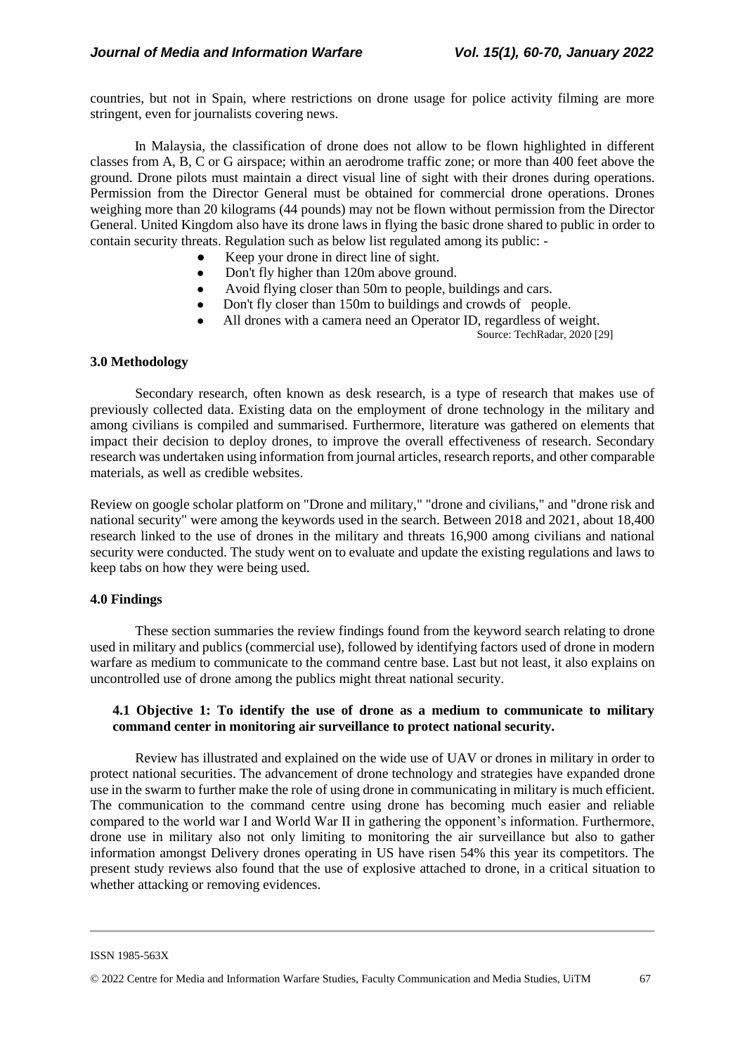countries, but not in Spain, where restrictions on drone usage for police activity filming are more stringent, even for journalists covering news.

In Malaysia, the classification of drone does not allow to be flown highlighted in different classes from A, B, C or G airspace; within an aerodrome traffic zone; or more than 400 feet above the ground. Drone pilots must maintain a direct visual line of sight with their drones during operations. Permission from the Director General must be obtained for commercial drone operations. Drones weighing more than 20 kilograms (44 pounds) may not be flown without permission from the Director General. United Kingdom also have its drone laws in flying the basic drone shared to public in order to contain security threats. Regulation such as below list regulated among its public: -

- Keep your drone in direct line of sight.
- Don't fly higher than 120m above ground.
- Avoid flying closer than 50m to people, buildings and cars.
- Don't fly closer than 150m to buildings and crowds of people.
- All drones with a camera need an Operator ID, regardless of weight.

Source: TechRadar, 2020 [29]

### 3.0 Methodology

Secondary research, often known as desk research, is a type of research that makes use of previously collected data. Existing data on the employment of drone technology in the military and among civilians is compiled and summarised. Furthermore, literature was gathered on elements that impact their decision to deploy drones, to improve the overall effectiveness of research. Secondary research was undertaken using information from journal articles, research reports, and other comparable materials, as well as credible websites.

Review on google scholar platform on "Drone and military," "drone and civilians," and "drone risk and national security" were among the keywords used in the search. Between 2018 and 2021, about 18,400 research linked to the use of drones in the military and threats 16,900 among civilians and national security were conducted. The study went on to evaluate and update the existing regulations and laws to keep tabs on how they were being used.

### 4.0 Findings

These section summaries the review findings found from the keyword search relating to drone used in military and publics (commercial use), followed by identifying factors used of drone in modern warfare as medium to communicate to the command centre base. Last but not least, it also explains on uncontrolled use of drone among the publics might threat national security.

#### 4.1 Objective 1: To identify the use of drone as a medium to communicate to military command center in monitoring air surveillance to protect national security.

Review has illustrated and explained on the wide use of UAV or drones in military in order to protect national securities. The advancement of drone technology and strategies have expanded drone use in the swarm to further make the role of using drone in communicating in military is much efficient. The communication to the command centre using drone has becoming much easier and reliable compared to the world war I and World War II in gathering the opponent's information. Furthermore, drone use in military also not only limiting to monitoring the air surveillance but also to gather information amongst Delivery drones operating in US have risen 54% this year its competitors. The present study reviews also found that the use of explosive attached to drone, in a critical situation to whether attacking or removing evidences.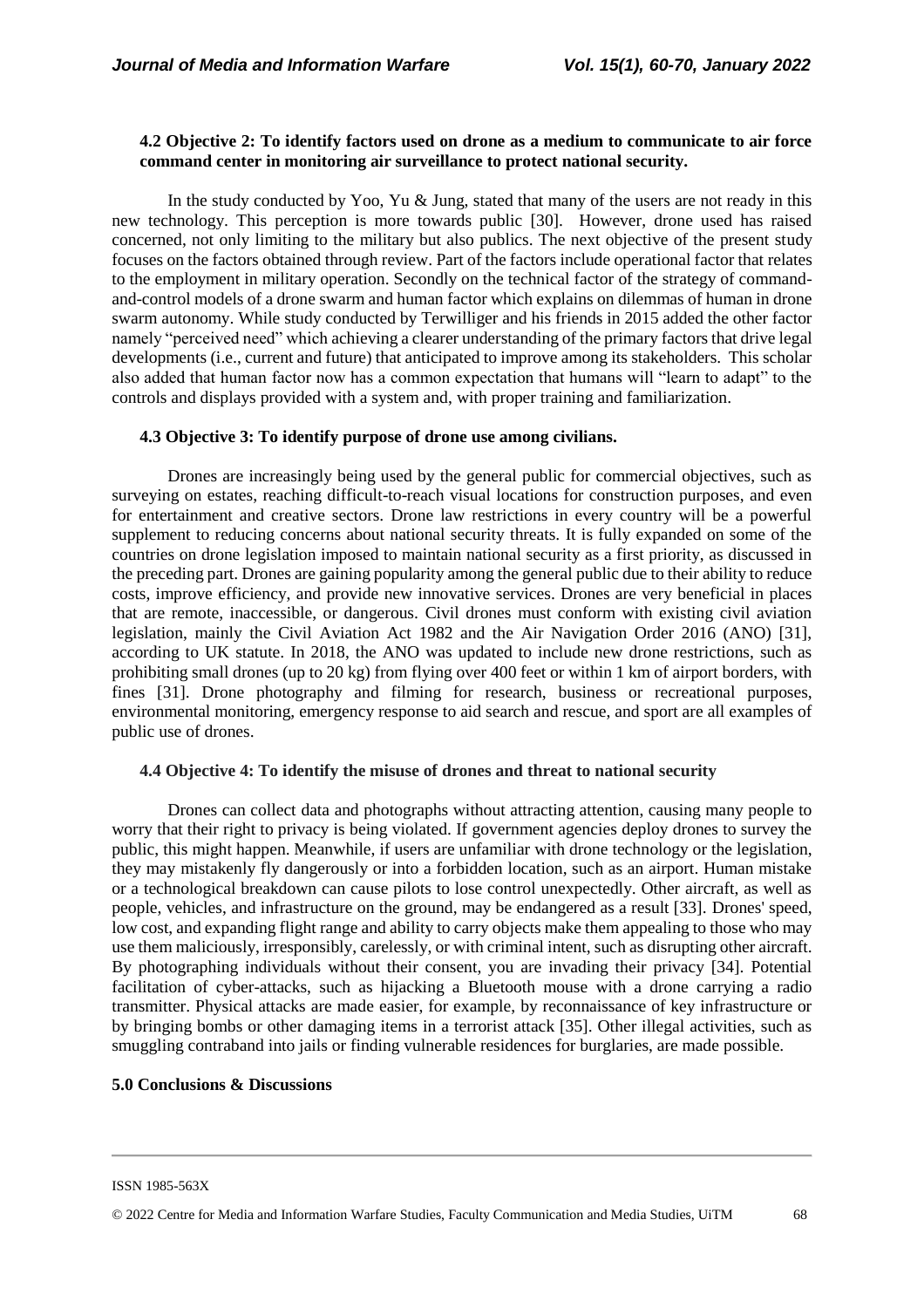### 4.2 Objective 2: To identify factors used on drone as a medium to communicate to air force command center in monitoring air surveillance to protect national security.

In the study conducted by Yoo, Yu & Jung, stated that many of the users are not ready in this new technology. This perception is more towards public [30]. However, drone used has raised concerned, not only limiting to the military but also publics. The next objective of the present study focuses on the factors obtained through review. Part of the factors include operational factor that relates to the employment in military operation. Secondly on the technical factor of the strategy of command-and-control models of a drone swarm and human factor which explains on dilemmas of human in drone swarm autonomy. While study conducted by Terwilliger and his friends in 2015 added the other factor namely "perceived need" which achieving a clearer understanding of the primary factors that drive legal developments (i.e., current and future) that anticipated to improve among its stakeholders. This scholar also added that human factor now has a common expectation that humans will "learn to adapt" to the controls and displays provided with a system and, with proper training and familiarization.

### 4.3 Objective 3: To identify purpose of drone use among civilians.

Drones are increasingly being used by the general public for commercial objectives, such as surveying on estates, reaching difficult-to-reach visual locations for construction purposes, and even for entertainment and creative sectors. Drone law restrictions in every country will be a powerful supplement to reducing concerns about national security threats. It is fully expanded on some of the countries on drone legislation imposed to maintain national security as a first priority, as discussed in the preceding part. Drones are gaining popularity among the general public due to their ability to reduce costs, improve efficiency, and provide new innovative services. Drones are very beneficial in places that are remote, inaccessible, or dangerous. Civil drones must conform with existing civil aviation legislation, mainly the Civil Aviation Act 1982 and the Air Navigation Order 2016 (ANO) [31], according to UK statute. In 2018, the ANO was updated to include new drone restrictions, such as prohibiting small drones (up to 20 kg) from flying over 400 feet or within 1 km of airport borders, with fines [31]. Drone photography and filming for research, business or recreational purposes, environmental monitoring, emergency response to aid search and rescue, and sport are all examples of public use of drones.

### 4.4 Objective 4: To identify the misuse of drones and threat to national security

Drones can collect data and photographs without attracting attention, causing many people to worry that their right to privacy is being violated. If government agencies deploy drones to survey the public, this might happen. Meanwhile, if users are unfamiliar with drone technology or the legislation, they may mistakenly fly dangerously or into a forbidden location, such as an airport. Human mistake or a technological breakdown can cause pilots to lose control unexpectedly. Other aircraft, as well as people, vehicles, and infrastructure on the ground, may be endangered as a result [33]. Drones' speed, low cost, and expanding flight range and ability to carry objects make them appealing to those who may use them maliciously, irresponsibly, carelessly, or with criminal intent, such as disrupting other aircraft. By photographing individuals without their consent, you are invading their privacy [34]. Potential facilitation of cyber-attacks, such as hijacking a Bluetooth mouse with a drone carrying a radio transmitter. Physical attacks are made easier, for example, by reconnaissance of key infrastructure or by bringing bombs or other damaging items in a terrorist attack [35]. Other illegal activities, such as smuggling contraband into jails or finding vulnerable residences for burglaries, are made possible.

## 5.0 Conclusions & Discussions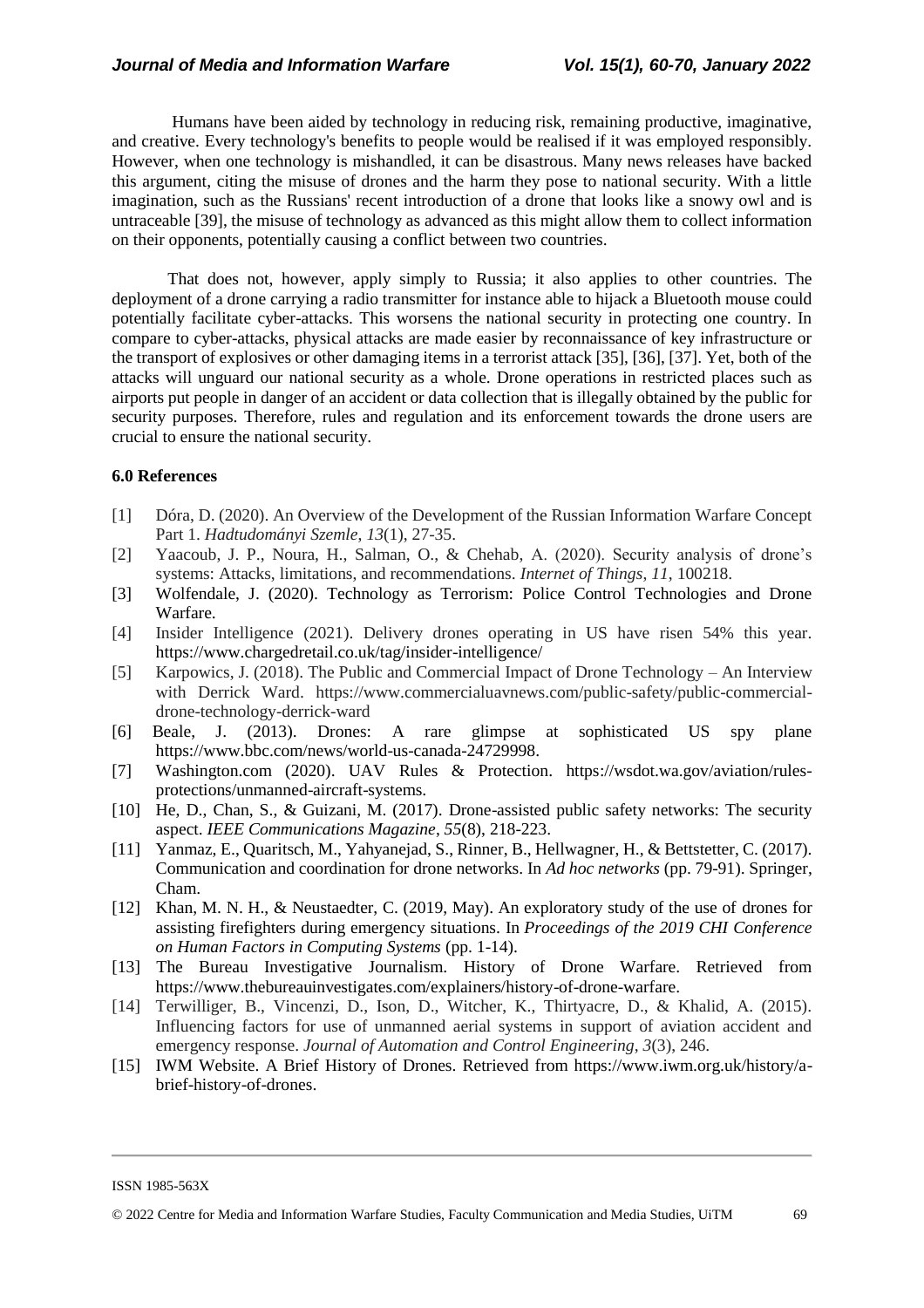Humans have been aided by technology in reducing risk, remaining productive, imaginative, and creative. Every technology's benefits to people would be realised if it was employed responsibly. However, when one technology is mishandled, it can be disastrous. Many news releases have backed this argument, citing the misuse of drones and the harm they pose to national security. With a little imagination, such as the Russians' recent introduction of a drone that looks like a snowy owl and is untraceable [39], the misuse of technology as advanced as this might allow them to collect information on their opponents, potentially causing a conflict between two countries.

That does not, however, apply simply to Russia; it also applies to other countries. The deployment of a drone carrying a radio transmitter for instance able to hijack a Bluetooth mouse could potentially facilitate cyber-attacks. This worsens the national security in protecting one country. In compare to cyber-attacks, physical attacks are made easier by reconnaissance of key infrastructure or the transport of explosives or other damaging items in a terrorist attack [35], [36], [37]. Yet, both of the attacks will unguard our national security as a whole. Drone operations in restricted places such as airports put people in danger of an accident or data collection that is illegally obtained by the public for security purposes. Therefore, rules and regulation and its enforcement towards the drone users are crucial to ensure the national security.

### 6.0 References

- [1] Dóra, D. (2020). An Overview of the Development of the Russian Information Warfare Concept Part 1. *Hadtudományi Szemle*, *13*(1), 27-35.
- [2] Yaacoub, J. P., Noura, H., Salman, O., & Chehab, A. (2020). Security analysis of drone's systems: Attacks, limitations, and recommendations. *Internet of Things*, *11*, 100218.
- [3] Wolfendale, J. (2020). Technology as Terrorism: Police Control Technologies and Drone Warfare.
- [4] Insider Intelligence (2021). Delivery drones operating in US have risen 54% this year. https://www.chargedretail.co.uk/tag/insider-intelligence/
- [5] Karpowics, J. (2018). The Public and Commercial Impact of Drone Technology – An Interview with Derrick Ward. https://www.commercialuavnews.com/public-safety/public-commercial-drone-technology-derrick-ward
- [6] Beale, J. (2013). Drones: A rare glimpse at sophisticated US spy plane https://www.bbc.com/news/world-us-canada-24729998.
- [7] Washington.com (2020). UAV Rules & Protection. https://wsdot.wa.gov/aviation/rules-protections/unmanned-aircraft-systems.
- [10] He, D., Chan, S., & Guizani, M. (2017). Drone-assisted public safety networks: The security aspect. *IEEE Communications Magazine*, *55*(8), 218-223.
- [11] Yanmaz, E., Quaritsch, M., Yahyanejad, S., Rinner, B., Hellwagner, H., & Bettstetter, C. (2017). Communication and coordination for drone networks. In *Ad hoc networks* (pp. 79-91). Springer, Cham.
- [12] Khan, M. N. H., & Neustaedter, C. (2019, May). An exploratory study of the use of drones for assisting firefighters during emergency situations. In *Proceedings of the 2019 CHI Conference on Human Factors in Computing Systems* (pp. 1-14).
- [13] The Bureau Investigative Journalism. History of Drone Warfare. Retrieved from https://www.thebureauinvestigates.com/explainers/history-of-drone-warfare.
- [14] Terwilliger, B., Vincenzi, D., Ison, D., Witcher, K., Thirtyacre, D., & Khalid, A. (2015). Influencing factors for use of unmanned aerial systems in support of aviation accident and emergency response. *Journal of Automation and Control Engineering*, *3*(3), 246.
- [15] IWM Website. A Brief History of Drones. Retrieved from https://www.iwm.org.uk/history/a-brief-history-of-drones.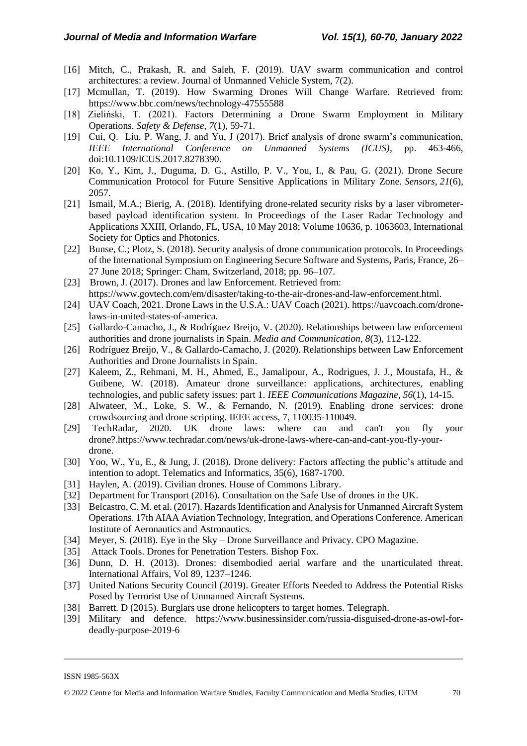[16] Mitch, C., Prakash, R. and Saleh, F. (2019). UAV swarm communication and control architectures: a review. Journal of Unmanned Vehicle System, 7(2).

[17] Mcmullan, T. (2019). How Swarming Drones Will Change Warfare. Retrieved from: https://www.bbc.com/news/technology-47555588

[18] Zieliński, T. (2021). Factors Determining a Drone Swarm Employment in Military Operations. *Safety & Defense*, *7*(1), 59-71.

[19] Cui, Q. Liu, P. Wang, J. and Yu, J (2017). Brief analysis of drone swarm's communication, *IEEE International Conference on Unmanned Systems (ICUS)*, pp. 463-466, doi:10.1109/ICUS.2017.8278390.

[20] Ko, Y., Kim, J., Duguma, D. G., Astillo, P. V., You, I., & Pau, G. (2021). Drone Secure Communication Protocol for Future Sensitive Applications in Military Zone. *Sensors*, *21*(6), 2057.

[21] Ismail, M.A.; Bierig, A. (2018). Identifying drone-related security risks by a laser vibrometer-based payload identification system. In Proceedings of the Laser Radar Technology and Applications XXIII, Orlando, FL, USA, 10 May 2018; Volume 10636, p. 1063603, International Society for Optics and Photonics.

[22] Bunse, C.; Plotz, S. (2018). Security analysis of drone communication protocols. In Proceedings of the International Symposium on Engineering Secure Software and Systems, Paris, France, 26–27 June 2018; Springer: Cham, Switzerland, 2018; pp. 96–107.

[23] Brown, J. (2017). Drones and law Enforcement. Retrieved from: https://www.govtech.com/em/disaster/taking-to-the-air-drones-and-law-enforcement.html.

[24] UAV Coach, 2021. Drone Laws in the U.S.A.: UAV Coach (2021). https://uavcoach.com/drone-laws-in-united-states-of-america.

[25] Gallardo-Camacho, J., & Rodríguez Breijo, V. (2020). Relationships between law enforcement authorities and drone journalists in Spain. *Media and Communication*, *8*(3), 112-122.

[26] Rodríguez Breijo, V., & Gallardo-Camacho, J. (2020). Relationships between Law Enforcement Authorities and Drone Journalists in Spain.

[27] Kaleem, Z., Rehmani, M. H., Ahmed, E., Jamalipour, A., Rodrigues, J. J., Moustafa, H., & Guibene, W. (2018). Amateur drone surveillance: applications, architectures, enabling technologies, and public safety issues: part 1. *IEEE Communications Magazine*, *56*(1), 14-15.

[28] Alwateer, M., Loke, S. W., & Fernando, N. (2019). Enabling drone services: drone crowdsourcing and drone scripting. IEEE access, 7, 110035-110049.

[29] TechRadar, 2020. UK drone laws: where can and can't you fly your drone?.https://www.techradar.com/news/uk-drone-laws-where-can-and-cant-you-fly-your-drone.

[30] Yoo, W., Yu, E., & Jung, J. (2018). Drone delivery: Factors affecting the public's attitude and intention to adopt. Telematics and Informatics, 35(6), 1687-1700.

[31] Haylen, A. (2019). Civilian drones. House of Commons Library.

[32] Department for Transport (2016). Consultation on the Safe Use of drones in the UK.

[33] Belcastro, C. M. et al. (2017). Hazards Identification and Analysis for Unmanned Aircraft System Operations. 17th AIAA Aviation Technology, Integration, and Operations Conference. American Institute of Aeronautics and Astronautics.

[34] Meyer, S. (2018). Eye in the Sky – Drone Surveillance and Privacy. CPO Magazine.

[35] Attack Tools. Drones for Penetration Testers. Bishop Fox.

[36] Dunn, D. H. (2013). Drones: disembodied aerial warfare and the unarticulated threat. International Affairs, Vol 89, 1237–1246.

[37] United Nations Security Council (2019). Greater Efforts Needed to Address the Potential Risks Posed by Terrorist Use of Unmanned Aircraft Systems.

[38] Barrett. D (2015). Burglars use drone helicopters to target homes. Telegraph.

[39] Military and defence. https://www.businessinsider.com/russia-disguised-drone-as-owl-for-deadly-purpose-2019-6